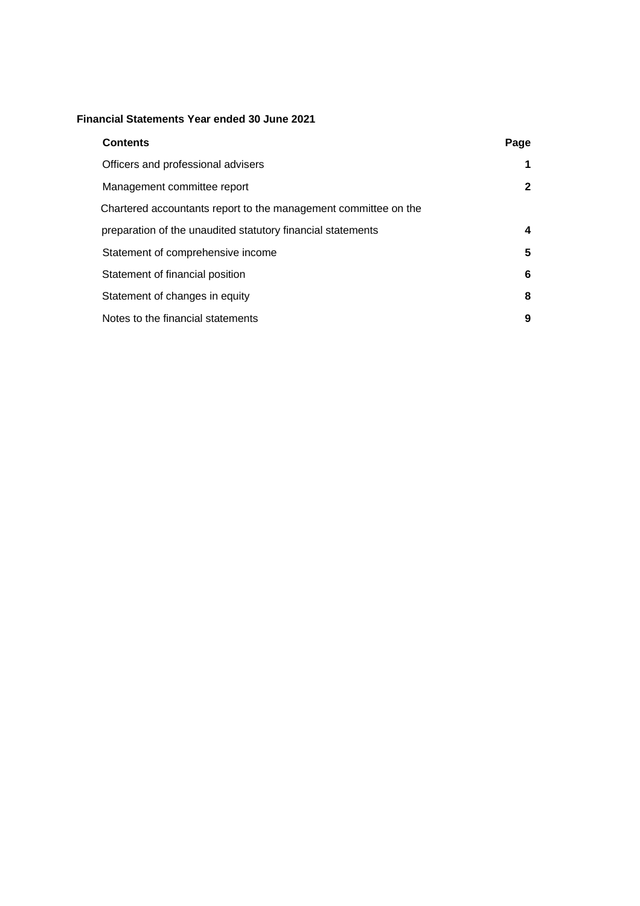**Financial Statements Year ended 30 June 2021**

| Contents | Page |
|---|---|
| Officers and professional advisers | **1** |
| Management committee report | **2** |
| Chartered accountants report to the management committee on the preparation of the unaudited statutory financial statements | **4** |
| Statement of comprehensive income | **5** |
| Statement of financial position | **6** |
| Statement of changes in equity | **8** |
| Notes to the financial statements | **9** |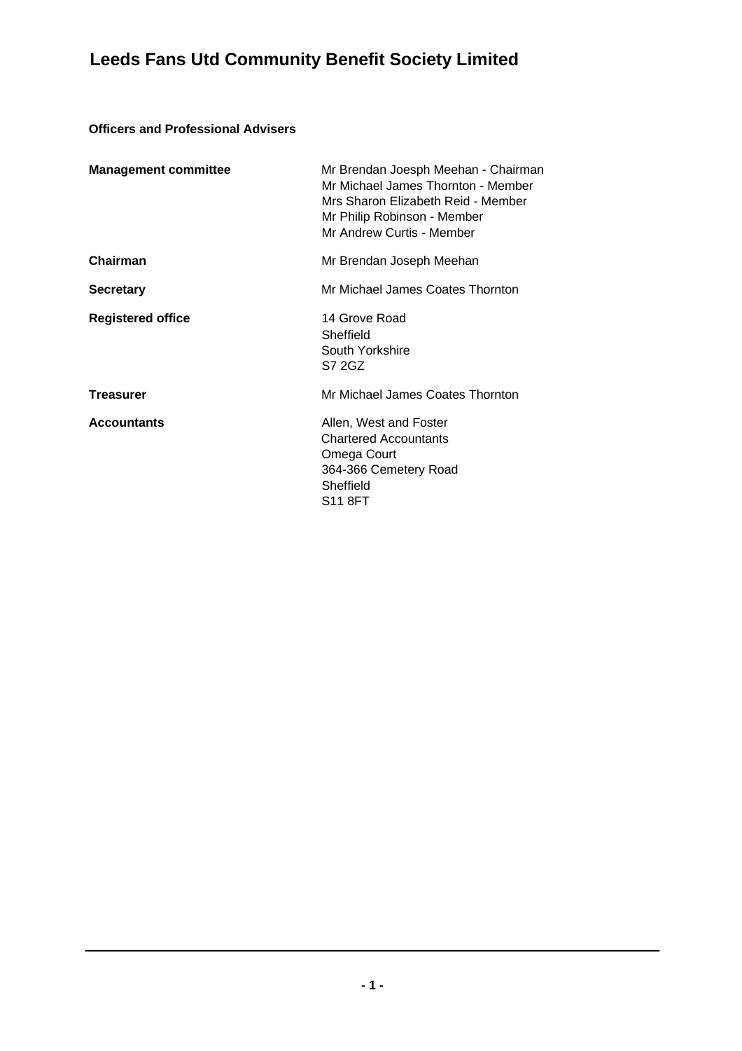# Leeds Fans Utd Community Benefit Society Limited

**Officers and Professional Advisers**

| | |
|---|---|
| **Management committee** | Mr Brendan Joesph Meehan - Chairman<br>Mr Michael James Thornton - Member<br>Mrs Sharon Elizabeth Reid - Member<br>Mr Philip Robinson - Member<br>Mr Andrew Curtis - Member |
| **Chairman** | Mr Brendan Joseph Meehan |
| **Secretary** | Mr Michael James Coates Thornton |
| **Registered office** | 14 Grove Road<br>Sheffield<br>South Yorkshire<br>S7 2GZ |
| **Treasurer** | Mr Michael James Coates Thornton |
| **Accountants** | Allen, West and Foster<br>Chartered Accountants<br>Omega Court<br>364-366 Cemetery Road<br>Sheffield<br>S11 8FT |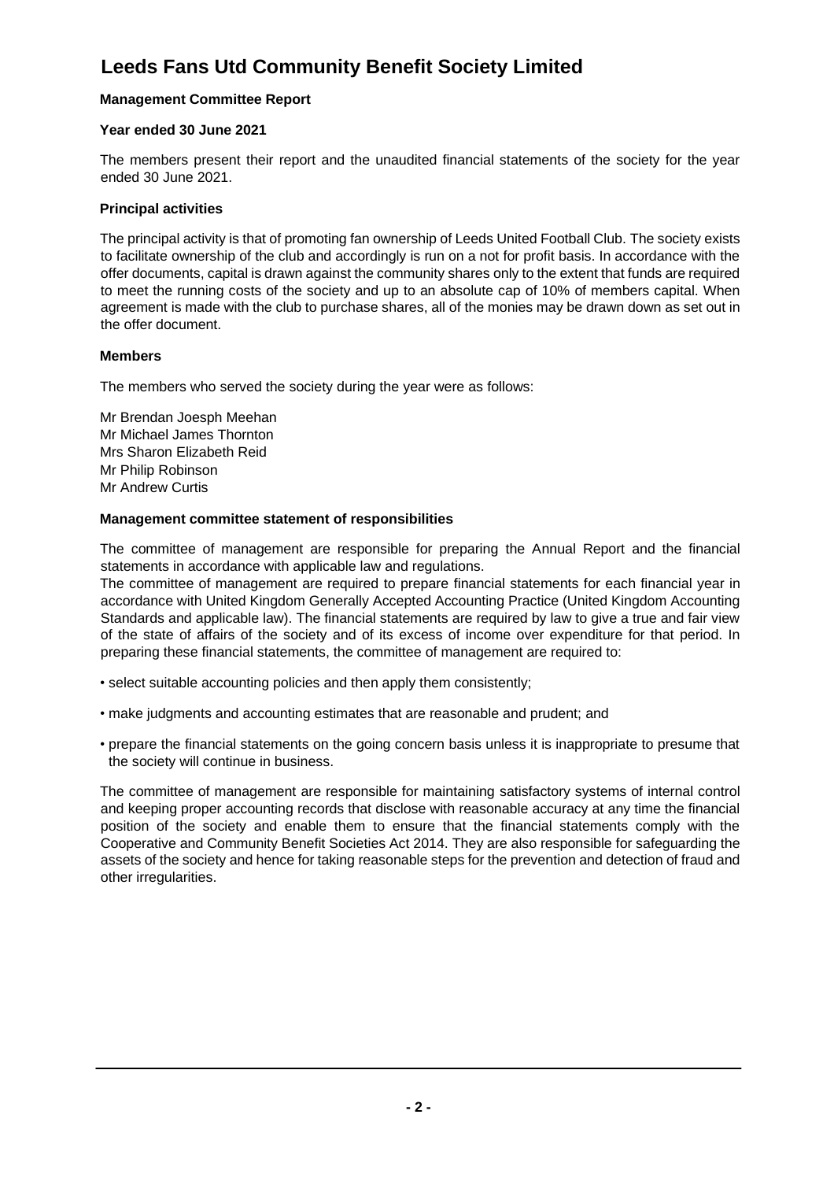# Leeds Fans Utd Community Benefit Society Limited

**Management Committee Report**

**Year ended 30 June 2021**

The members present their report and the unaudited financial statements of the society for the year ended 30 June 2021.

**Principal activities**

The principal activity is that of promoting fan ownership of Leeds United Football Club. The society exists to facilitate ownership of the club and accordingly is run on a not for profit basis. In accordance with the offer documents, capital is drawn against the community shares only to the extent that funds are required to meet the running costs of the society and up to an absolute cap of 10% of members capital. When agreement is made with the club to purchase shares, all of the monies may be drawn down as set out in the offer document.

**Members**

The members who served the society during the year were as follows:

Mr Brendan Joesph Meehan
Mr Michael James Thornton
Mrs Sharon Elizabeth Reid
Mr Philip Robinson
Mr Andrew Curtis

**Management committee statement of responsibilities**

The committee of management are responsible for preparing the Annual Report and the financial statements in accordance with applicable law and regulations.
The committee of management are required to prepare financial statements for each financial year in accordance with United Kingdom Generally Accepted Accounting Practice (United Kingdom Accounting Standards and applicable law). The financial statements are required by law to give a true and fair view of the state of affairs of the society and of its excess of income over expenditure for that period. In preparing these financial statements, the committee of management are required to:

- select suitable accounting policies and then apply them consistently;
- make judgments and accounting estimates that are reasonable and prudent; and
- prepare the financial statements on the going concern basis unless it is inappropriate to presume that the society will continue in business.

The committee of management are responsible for maintaining satisfactory systems of internal control and keeping proper accounting records that disclose with reasonable accuracy at any time the financial position of the society and enable them to ensure that the financial statements comply with the Cooperative and Community Benefit Societies Act 2014. They are also responsible for safeguarding the assets of the society and hence for taking reasonable steps for the prevention and detection of fraud and other irregularities.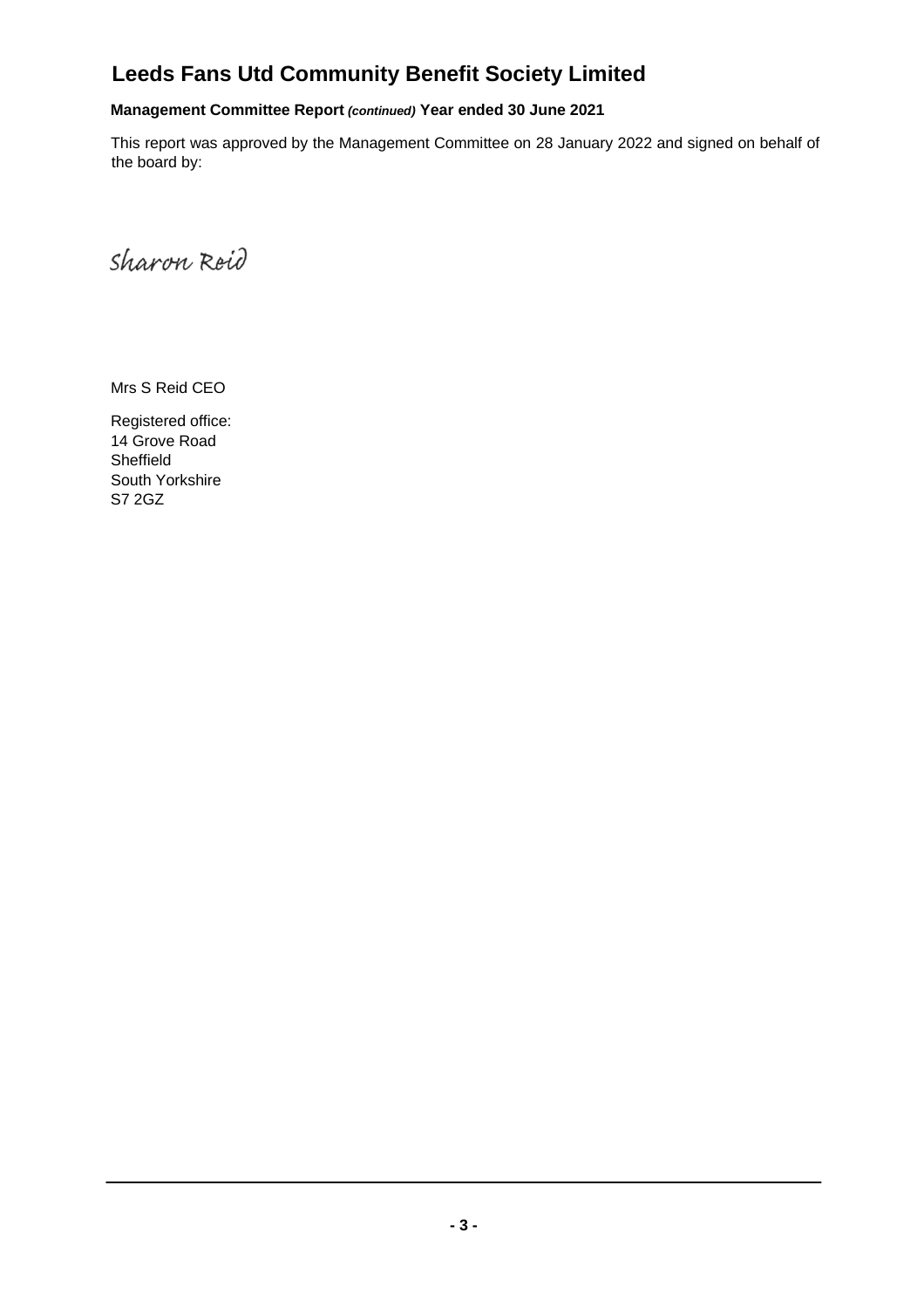# Leeds Fans Utd Community Benefit Society Limited

**Management Committee Report *(continued)* Year ended 30 June 2021**

This report was approved by the Management Committee on 28 January 2022 and signed on behalf of the board by:

Sharon Reid

Mrs S Reid CEO

Registered office:
14 Grove Road
Sheffield
South Yorkshire
S7 2GZ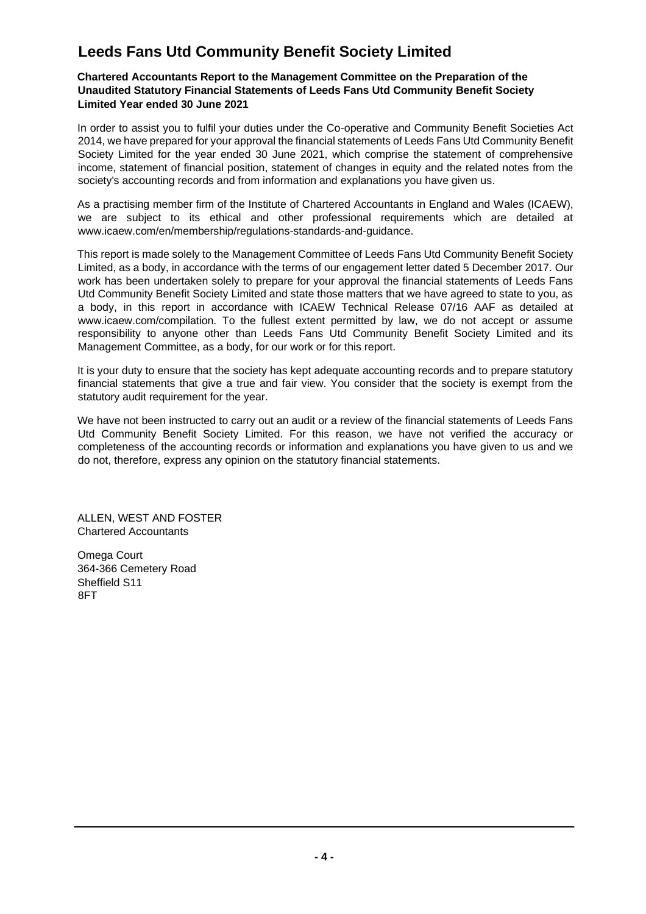# Leeds Fans Utd Community Benefit Society Limited

**Chartered Accountants Report to the Management Committee on the Preparation of the Unaudited Statutory Financial Statements of Leeds Fans Utd Community Benefit Society Limited Year ended 30 June 2021**

In order to assist you to fulfil your duties under the Co-operative and Community Benefit Societies Act 2014, we have prepared for your approval the financial statements of Leeds Fans Utd Community Benefit Society Limited for the year ended 30 June 2021, which comprise the statement of comprehensive income, statement of financial position, statement of changes in equity and the related notes from the society's accounting records and from information and explanations you have given us.

As a practising member firm of the Institute of Chartered Accountants in England and Wales (ICAEW), we are subject to its ethical and other professional requirements which are detailed at www.icaew.com/en/membership/regulations-standards-and-guidance.

This report is made solely to the Management Committee of Leeds Fans Utd Community Benefit Society Limited, as a body, in accordance with the terms of our engagement letter dated 5 December 2017. Our work has been undertaken solely to prepare for your approval the financial statements of Leeds Fans Utd Community Benefit Society Limited and state those matters that we have agreed to state to you, as a body, in this report in accordance with ICAEW Technical Release 07/16 AAF as detailed at www.icaew.com/compilation. To the fullest extent permitted by law, we do not accept or assume responsibility to anyone other than Leeds Fans Utd Community Benefit Society Limited and its Management Committee, as a body, for our work or for this report.

It is your duty to ensure that the society has kept adequate accounting records and to prepare statutory financial statements that give a true and fair view. You consider that the society is exempt from the statutory audit requirement for the year.

We have not been instructed to carry out an audit or a review of the financial statements of Leeds Fans Utd Community Benefit Society Limited. For this reason, we have not verified the accuracy or completeness of the accounting records or information and explanations you have given to us and we do not, therefore, express any opinion on the statutory financial statements.

ALLEN, WEST AND FOSTER
Chartered Accountants

Omega Court
364-366 Cemetery Road
Sheffield S11
8FT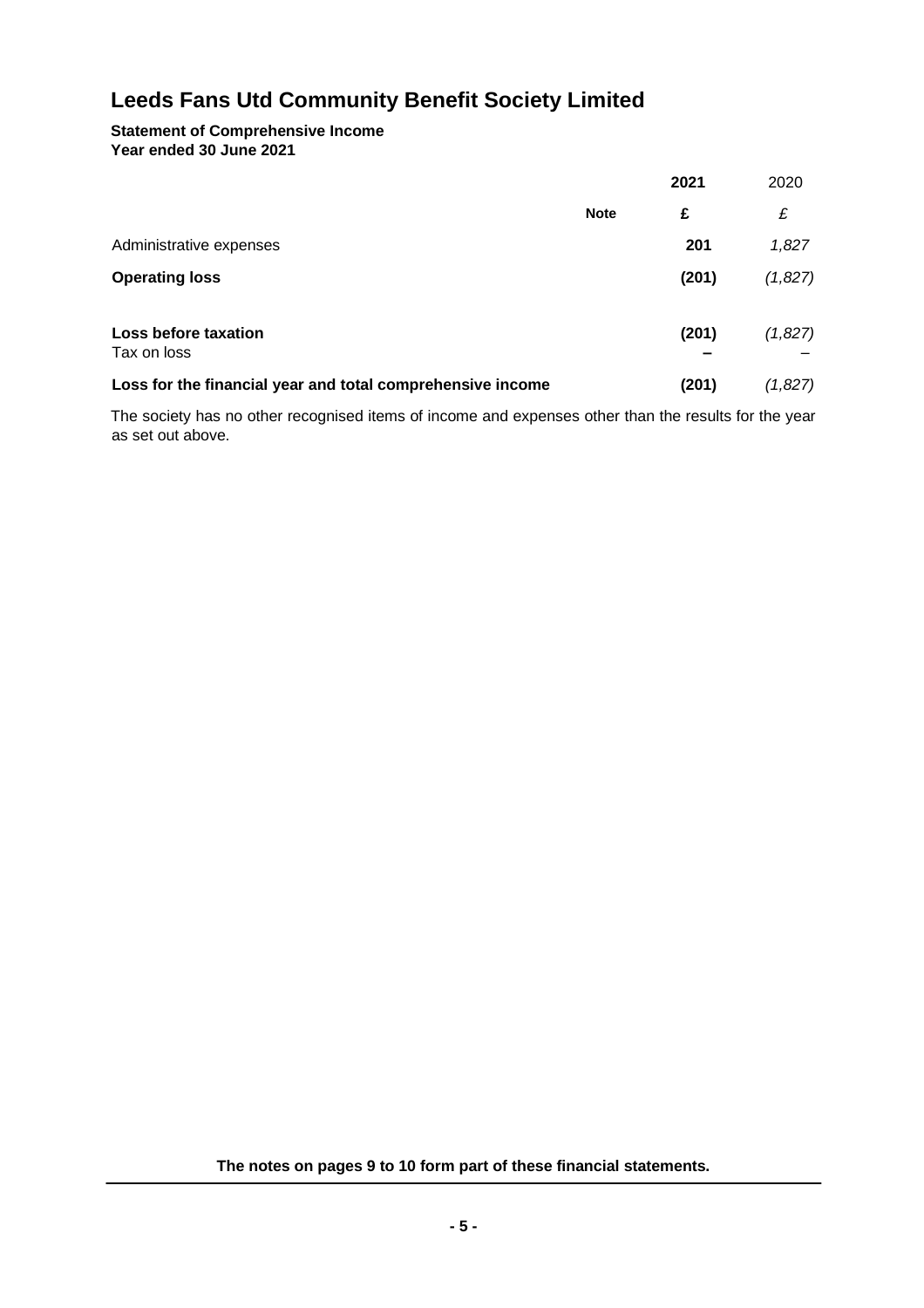# Leeds Fans Utd Community Benefit Society Limited

**Statement of Comprehensive Income**
**Year ended 30 June 2021**

| | Note | 2021 | 2020 |
|---|---|---|---|
| | | £ | £ |
| Administrative expenses | | 201 | 1,827 |
| **Operating loss** | | **(201)** | *(1,827)* |
| **Loss before taxation** | | **(201)** | *(1,827)* |
| Tax on loss | | – | – |
| **Loss for the financial year and total comprehensive income** | | **(201)** | *(1,827)* |

The society has no other recognised items of income and expenses other than the results for the year as set out above.

**The notes on pages 9 to 10 form part of these financial statements.**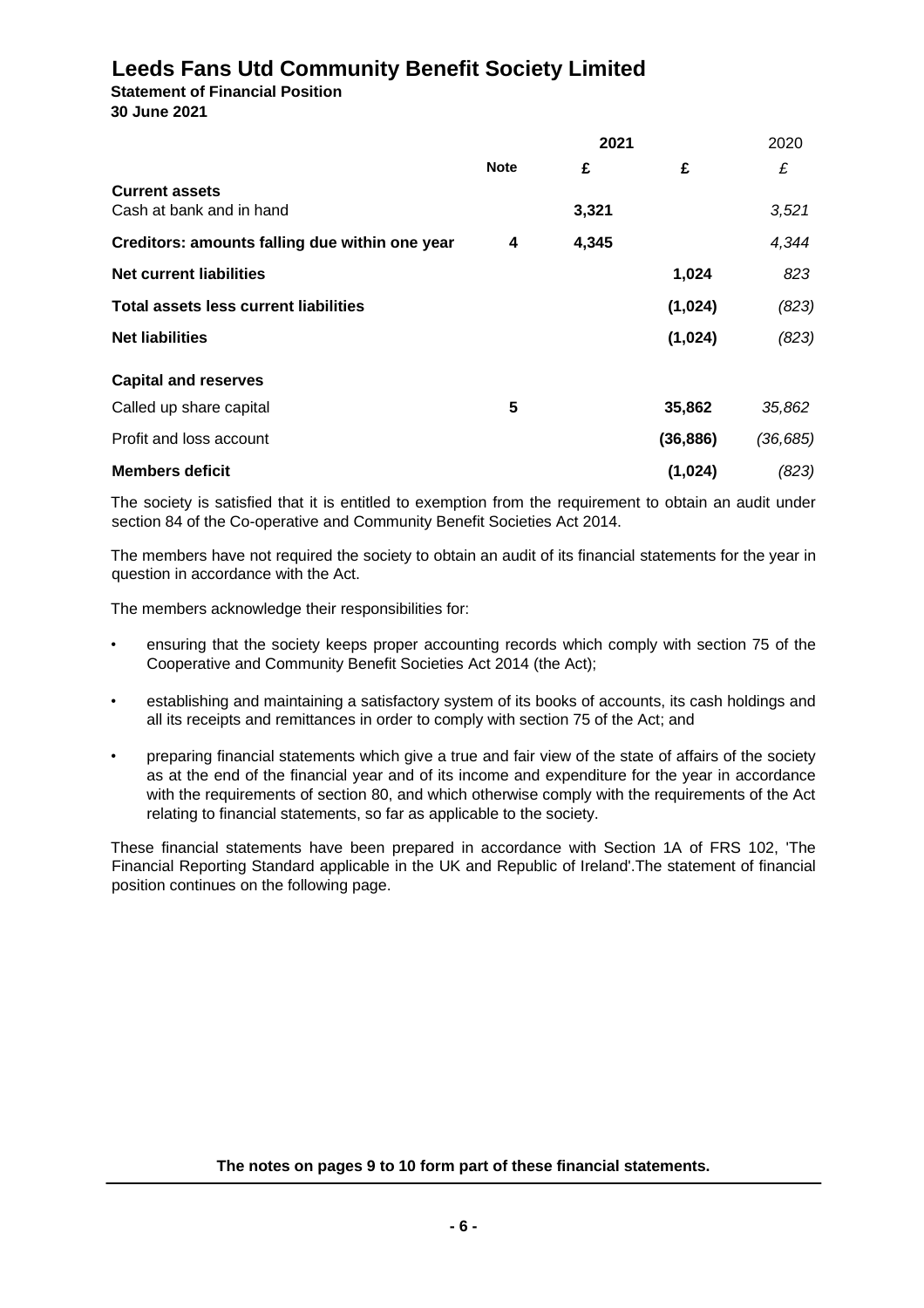# Leeds Fans Utd Community Benefit Society Limited

**Statement of Financial Position**

**30 June 2021**

| | Note | 2021 £ | 2021 £ | 2020 £ |
|---|---|---|---|---|
| **Current assets** | | | | |
| Cash at bank and in hand | | 3,321 | | 3,521 |
| **Creditors: amounts falling due within one year** | 4 | 4,345 | | 4,344 |
| **Net current liabilities** | | | 1,024 | 823 |
| **Total assets less current liabilities** | | | (1,024) | (823) |
| **Net liabilities** | | | (1,024) | (823) |
| **Capital and reserves** | | | | |
| Called up share capital | 5 | | 35,862 | 35,862 |
| Profit and loss account | | | (36,886) | (36,685) |
| **Members deficit** | | | (1,024) | (823) |

The society is satisfied that it is entitled to exemption from the requirement to obtain an audit under section 84 of the Co-operative and Community Benefit Societies Act 2014.

The members have not required the society to obtain an audit of its financial statements for the year in question in accordance with the Act.

The members acknowledge their responsibilities for:

- ensuring that the society keeps proper accounting records which comply with section 75 of the Cooperative and Community Benefit Societies Act 2014 (the Act);
- establishing and maintaining a satisfactory system of its books of accounts, its cash holdings and all its receipts and remittances in order to comply with section 75 of the Act; and
- preparing financial statements which give a true and fair view of the state of affairs of the society as at the end of the financial year and of its income and expenditure for the year in accordance with the requirements of section 80, and which otherwise comply with the requirements of the Act relating to financial statements, so far as applicable to the society.

These financial statements have been prepared in accordance with Section 1A of FRS 102, 'The Financial Reporting Standard applicable in the UK and Republic of Ireland'.The statement of financial position continues on the following page.

**The notes on pages 9 to 10 form part of these financial statements.**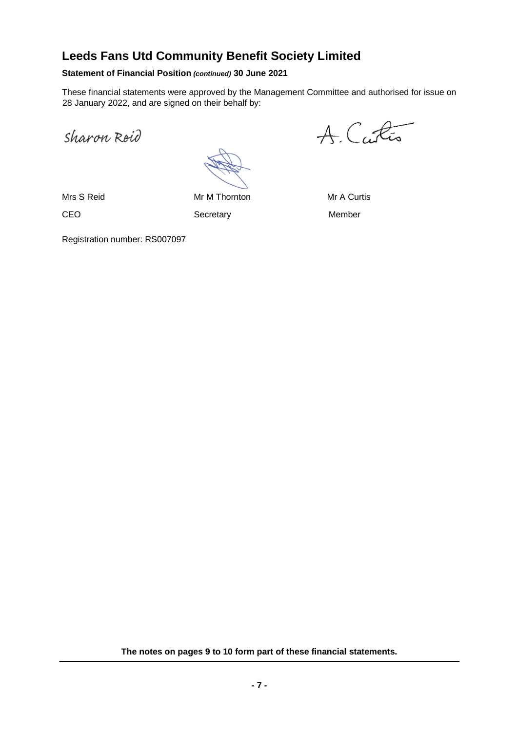# Leeds Fans Utd Community Benefit Society Limited

**Statement of Financial Position** ***(continued)*** **30 June 2021**

These financial statements were approved by the Management Committee and authorised for issue on 28 January 2022, and are signed on their behalf by:

| Sharon Reid | | A. Curtis |
|---|---|---|
| Mrs S Reid | Mr M Thornton | Mr A Curtis |
| CEO | Secretary | Member |

Registration number: RS007097

**The notes on pages 9 to 10 form part of these financial statements.**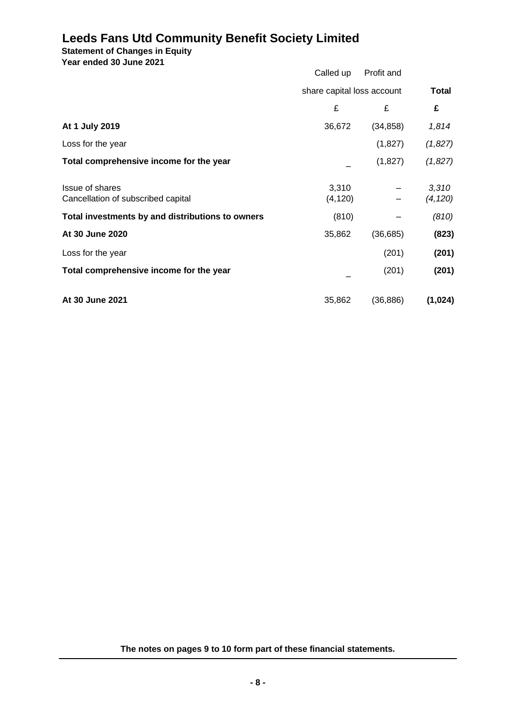# Leeds Fans Utd Community Benefit Society Limited

**Statement of Changes in Equity**
**Year ended 30 June 2021**

| | Called up share capital | Profit and loss account | **Total** |
|---|---|---|---|
| | £ | £ | **£** |
| **At 1 July 2019** | 36,672 | (34,858) | *1,814* |
| Loss for the year | | (1,827) | *(1,827)* |
| **Total comprehensive income for the year** | – | (1,827) | *(1,827)* |
| Issue of shares | 3,310 | – | *3,310* |
| Cancellation of subscribed capital | (4,120) | – | *(4,120)* |
| **Total investments by and distributions to owners** | (810) | – | *(810)* |
| **At 30 June 2020** | 35,862 | (36,685) | **(823)** |
| Loss for the year | | (201) | **(201)** |
| **Total comprehensive income for the year** | – | (201) | **(201)** |
| **At 30 June 2021** | 35,862 | (36,886) | **(1,024)** |

**The notes on pages 9 to 10 form part of these financial statements.**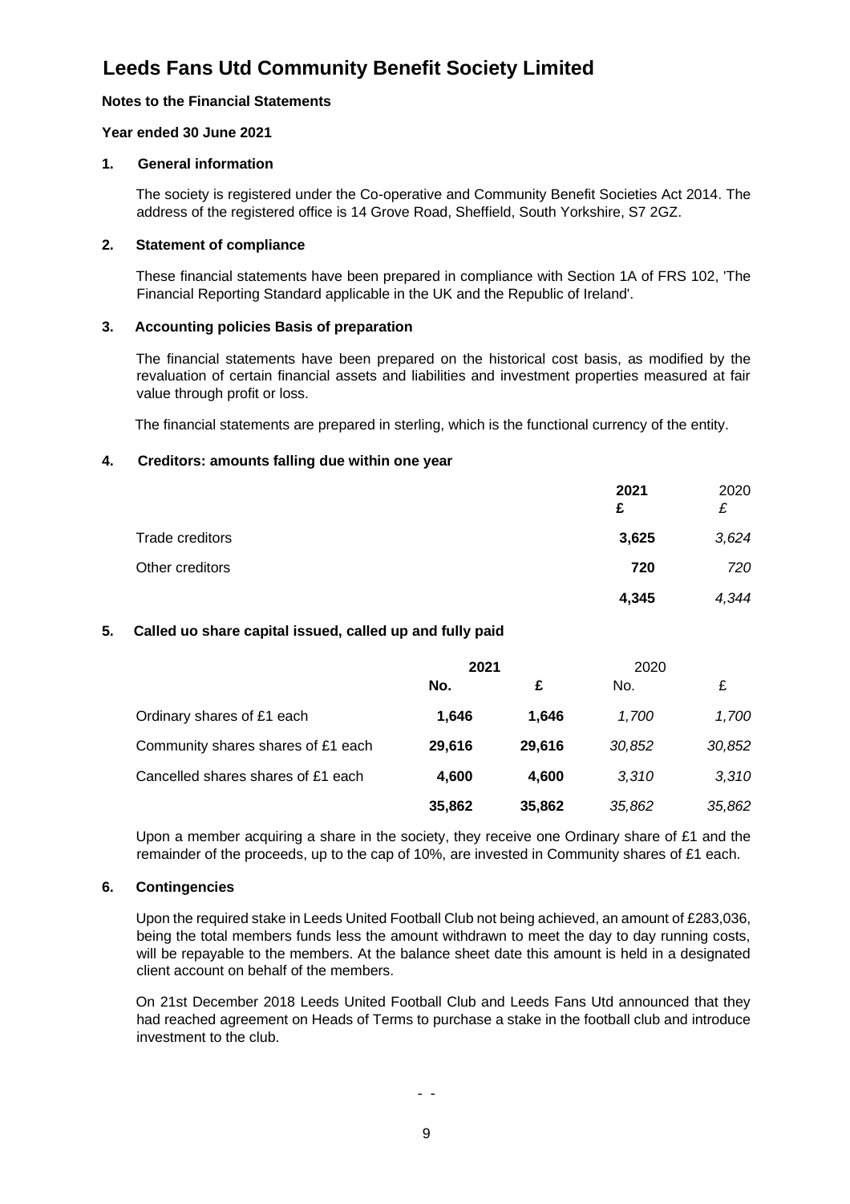# Leeds Fans Utd Community Benefit Society Limited

**Notes to the Financial Statements**

**Year ended 30 June 2021**

**1. General information**

The society is registered under the Co-operative and Community Benefit Societies Act 2014. The address of the registered office is 14 Grove Road, Sheffield, South Yorkshire, S7 2GZ.

**2. Statement of compliance**

These financial statements have been prepared in compliance with Section 1A of FRS 102, 'The Financial Reporting Standard applicable in the UK and the Republic of Ireland'.

**3. Accounting policies Basis of preparation**

The financial statements have been prepared on the historical cost basis, as modified by the revaluation of certain financial assets and liabilities and investment properties measured at fair value through profit or loss.

The financial statements are prepared in sterling, which is the functional currency of the entity.

**4. Creditors: amounts falling due within one year**

| | **2021** | 2020 |
|---|---|---|
| | **£** | *£* |
| Trade creditors | **3,625** | *3,624* |
| Other creditors | **720** | *720* |
| | **4,345** | *4,344* |

**5. Called uo share capital issued, called up and fully paid**

| | **2021** | | 2020 | |
|---|---|---|---|---|
| | **No.** | **£** | No. | £ |
| Ordinary shares of £1 each | **1,646** | **1,646** | *1,700* | *1,700* |
| Community shares shares of £1 each | **29,616** | **29,616** | *30,852* | *30,852* |
| Cancelled shares shares of £1 each | **4,600** | **4,600** | *3,310* | *3,310* |
| | **35,862** | **35,862** | *35,862* | *35,862* |

Upon a member acquiring a share in the society, they receive one Ordinary share of £1 and the remainder of the proceeds, up to the cap of 10%, are invested in Community shares of £1 each.

**6. Contingencies**

Upon the required stake in Leeds United Football Club not being achieved, an amount of £283,036, being the total members funds less the amount withdrawn to meet the day to day running costs, will be repayable to the members. At the balance sheet date this amount is held in a designated client account on behalf of the members.

On 21st December 2018 Leeds United Football Club and Leeds Fans Utd announced that they had reached agreement on Heads of Terms to purchase a stake in the football club and introduce investment to the club.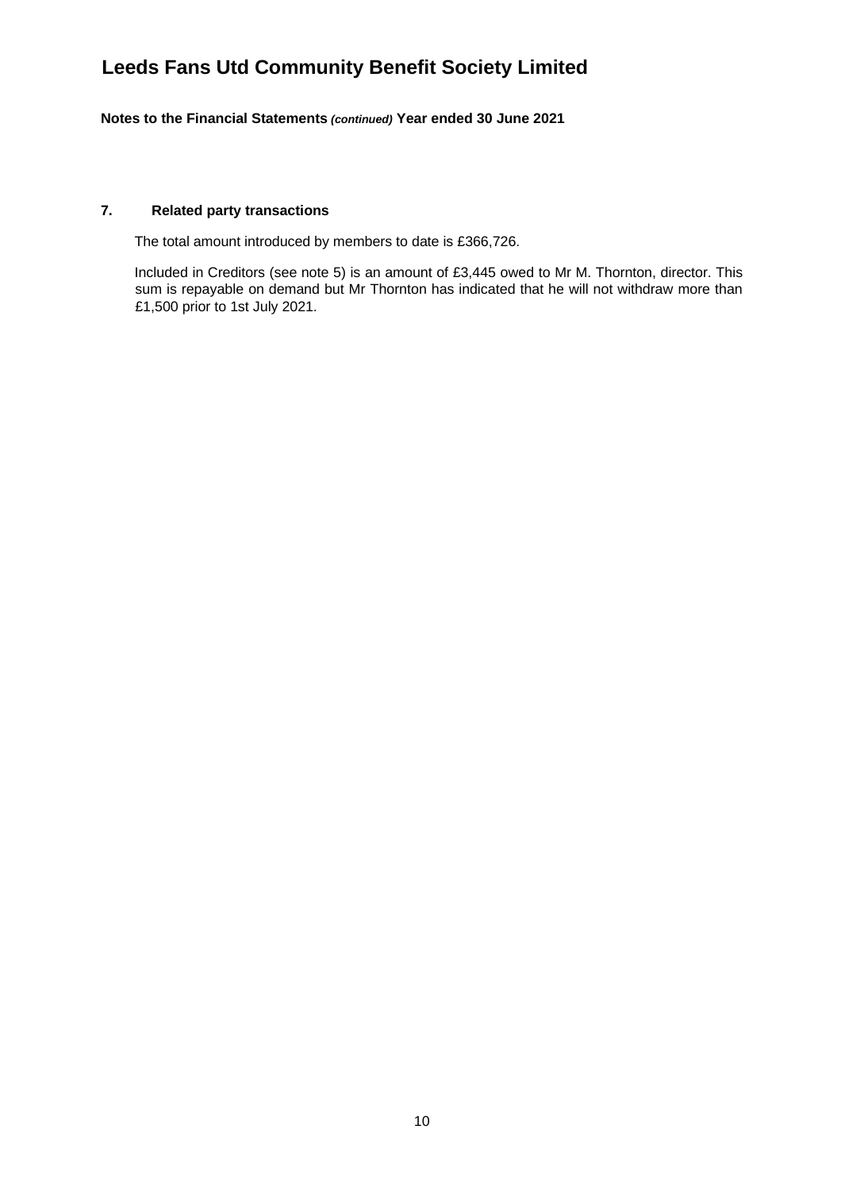# Leeds Fans Utd Community Benefit Society Limited

**Notes to the Financial Statements** ***(continued)*** **Year ended 30 June 2021**

**7. Related party transactions**

The total amount introduced by members to date is £366,726.

Included in Creditors (see note 5) is an amount of £3,445 owed to Mr M. Thornton, director. This sum is repayable on demand but Mr Thornton has indicated that he will not withdraw more than £1,500 prior to 1st July 2021.